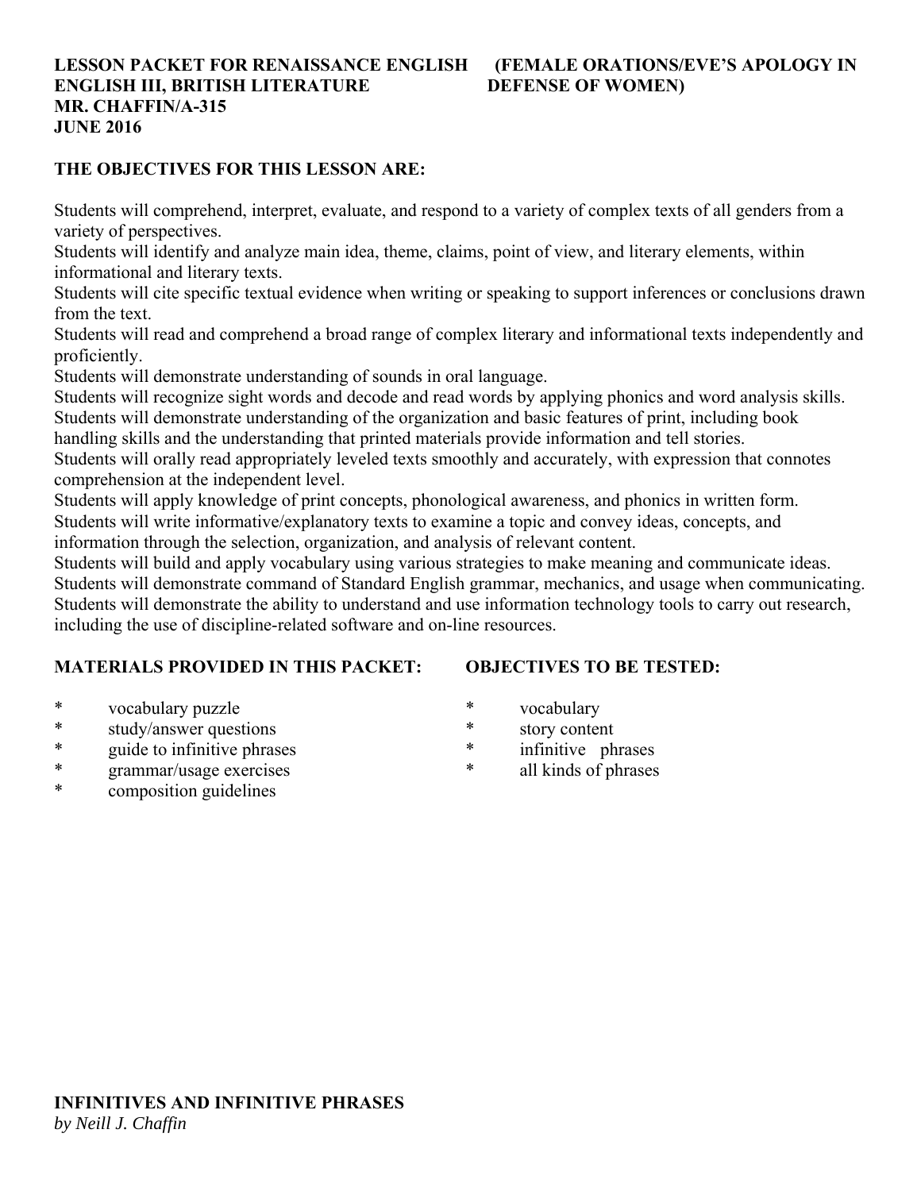**LESSON PACKET FOR RENAISSANCE ENGLISH (FEMALE ORATIONS/EVE'S APOLOGY IN DEFENSE OF WOMEN)**
**ENGLISH III, BRITISH LITERATURE**
**MR. CHAFFIN/A-315**
**JUNE 2016**

## THE OBJECTIVES FOR THIS LESSON ARE:

Students will comprehend, interpret, evaluate, and respond to a variety of complex texts of all genders from a variety of perspectives.
Students will identify and analyze main idea, theme, claims, point of view, and literary elements, within informational and literary texts.
Students will cite specific textual evidence when writing or speaking to support inferences or conclusions drawn from the text.
Students will read and comprehend a broad range of complex literary and informational texts independently and proficiently.
Students will demonstrate understanding of sounds in oral language.
Students will recognize sight words and decode and read words by applying phonics and word analysis skills.
Students will demonstrate understanding of the organization and basic features of print, including book handling skills and the understanding that printed materials provide information and tell stories.
Students will orally read appropriately leveled texts smoothly and accurately, with expression that connotes comprehension at the independent level.
Students will apply knowledge of print concepts, phonological awareness, and phonics in written form.
Students will write informative/explanatory texts to examine a topic and convey ideas, concepts, and information through the selection, organization, and analysis of relevant content.
Students will build and apply vocabulary using various strategies to make meaning and communicate ideas.
Students will demonstrate command of Standard English grammar, mechanics, and usage when communicating.
Students will demonstrate the ability to understand and use information technology tools to carry out research, including the use of discipline-related software and on-line resources.

**MATERIALS PROVIDED IN THIS PACKET:**

* vocabulary puzzle
* study/answer questions
* guide to infinitive phrases
* grammar/usage exercises
* composition guidelines

**OBJECTIVES TO BE TESTED:**

* vocabulary
* story content
* infinitive phrases
* all kinds of phrases

## INFINITIVES AND INFINITIVE PHRASES

*by Neill J. Chaffin*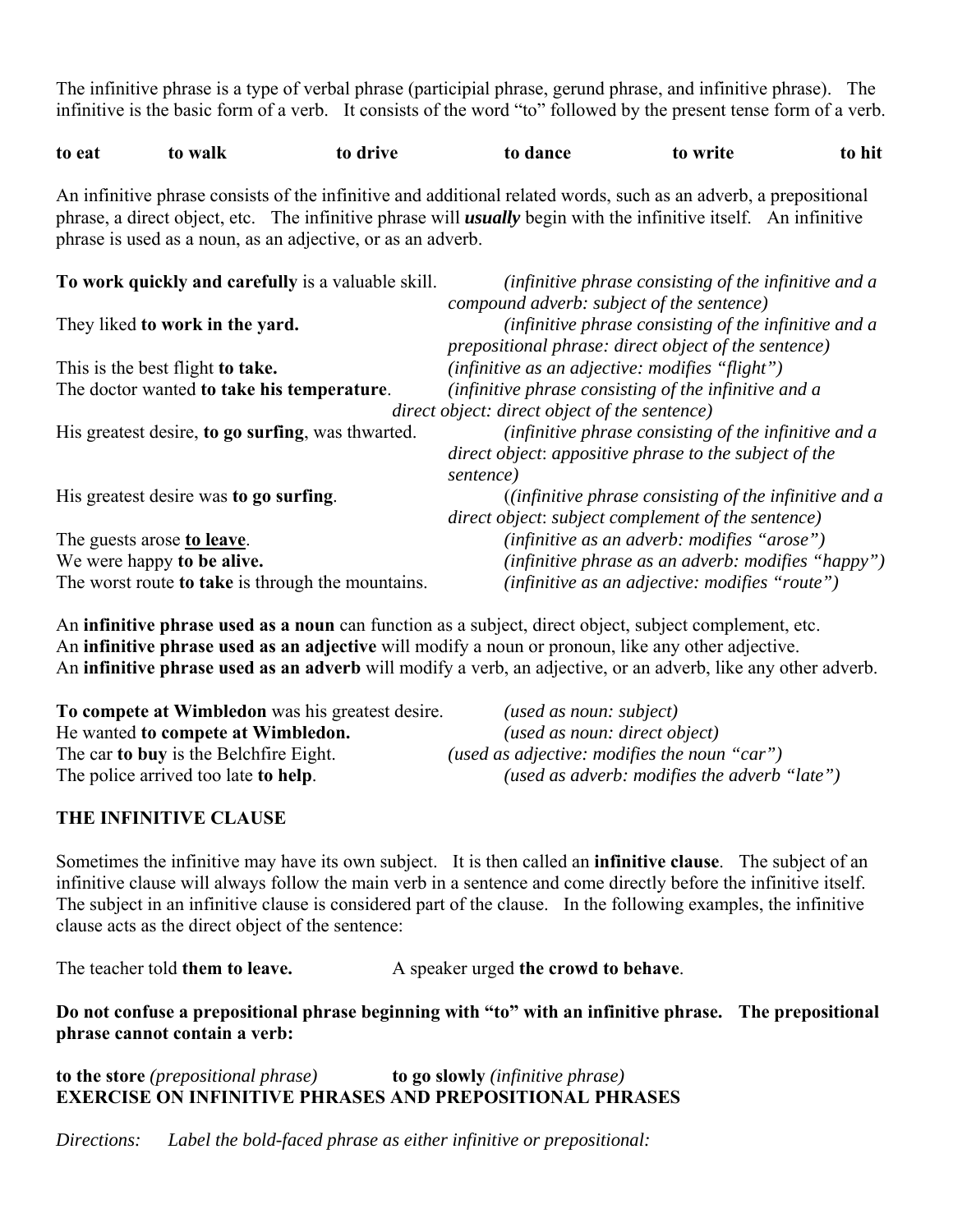The infinitive phrase is a type of verbal phrase (participial phrase, gerund phrase, and infinitive phrase). The infinitive is the basic form of a verb. It consists of the word "to" followed by the present tense form of a verb.

**to eat** **to walk** **to drive** **to dance** **to write** **to hit**

An infinitive phrase consists of the infinitive and additional related words, such as an adverb, a prepositional phrase, a direct object, etc. The infinitive phrase will ***usually*** begin with the infinitive itself. An infinitive phrase is used as a noun, as an adjective, or as an adverb.

**To work quickly and carefully** is a valuable skill. *(infinitive phrase consisting of the infinitive and a compound adverb: subject of the sentence)*

They liked **to work in the yard.** *(infinitive phrase consisting of the infinitive and a prepositional phrase: direct object of the sentence)*

This is the best flight **to take.** *(infinitive as an adjective: modifies "flight")*

The doctor wanted **to take his temperature**. *(infinitive phrase consisting of the infinitive and a direct object: direct object of the sentence)*

His greatest desire, **to go surfing**, was thwarted. *(infinitive phrase consisting of the infinitive and a direct object: appositive phrase to the subject of the sentence)*

His greatest desire was **to go surfing**. *((infinitive phrase consisting of the infinitive and a direct object: subject complement of the sentence)*

The guests arose **<u>to leave</u>**. *(infinitive as an adverb: modifies "arose")*

We were happy **to be alive.** *(infinitive phrase as an adverb: modifies "happy")*

The worst route **to take** is through the mountains. *(infinitive as an adjective: modifies "route")*

An **infinitive phrase used as a noun** can function as a subject, direct object, subject complement, etc.
An **infinitive phrase used as an adjective** will modify a noun or pronoun, like any other adjective.
An **infinitive phrase used as an adverb** will modify a verb, an adjective, or an adverb, like any other adverb.

**To compete at Wimbledon** was his greatest desire. *(used as noun: subject)*

He wanted **to compete at Wimbledon.** *(used as noun: direct object)*

The car **to buy** is the Belchfire Eight. *(used as adjective: modifies the noun "car")*

The police arrived too late **to help**. *(used as adverb: modifies the adverb "late")*

## THE INFINITIVE CLAUSE

Sometimes the infinitive may have its own subject. It is then called an **infinitive clause**. The subject of an infinitive clause will always follow the main verb in a sentence and come directly before the infinitive itself. The subject in an infinitive clause is considered part of the clause. In the following examples, the infinitive clause acts as the direct object of the sentence:

The teacher told **them to leave.** A speaker urged **the crowd to behave**.

**Do not confuse a prepositional phrase beginning with "to" with an infinitive phrase. The prepositional phrase cannot contain a verb:**

**to the store** *(prepositional phrase)* **to go slowly** *(infinitive phrase)*

## EXERCISE ON INFINITIVE PHRASES AND PREPOSITIONAL PHRASES

*Directions: Label the bold-faced phrase as either infinitive or prepositional:*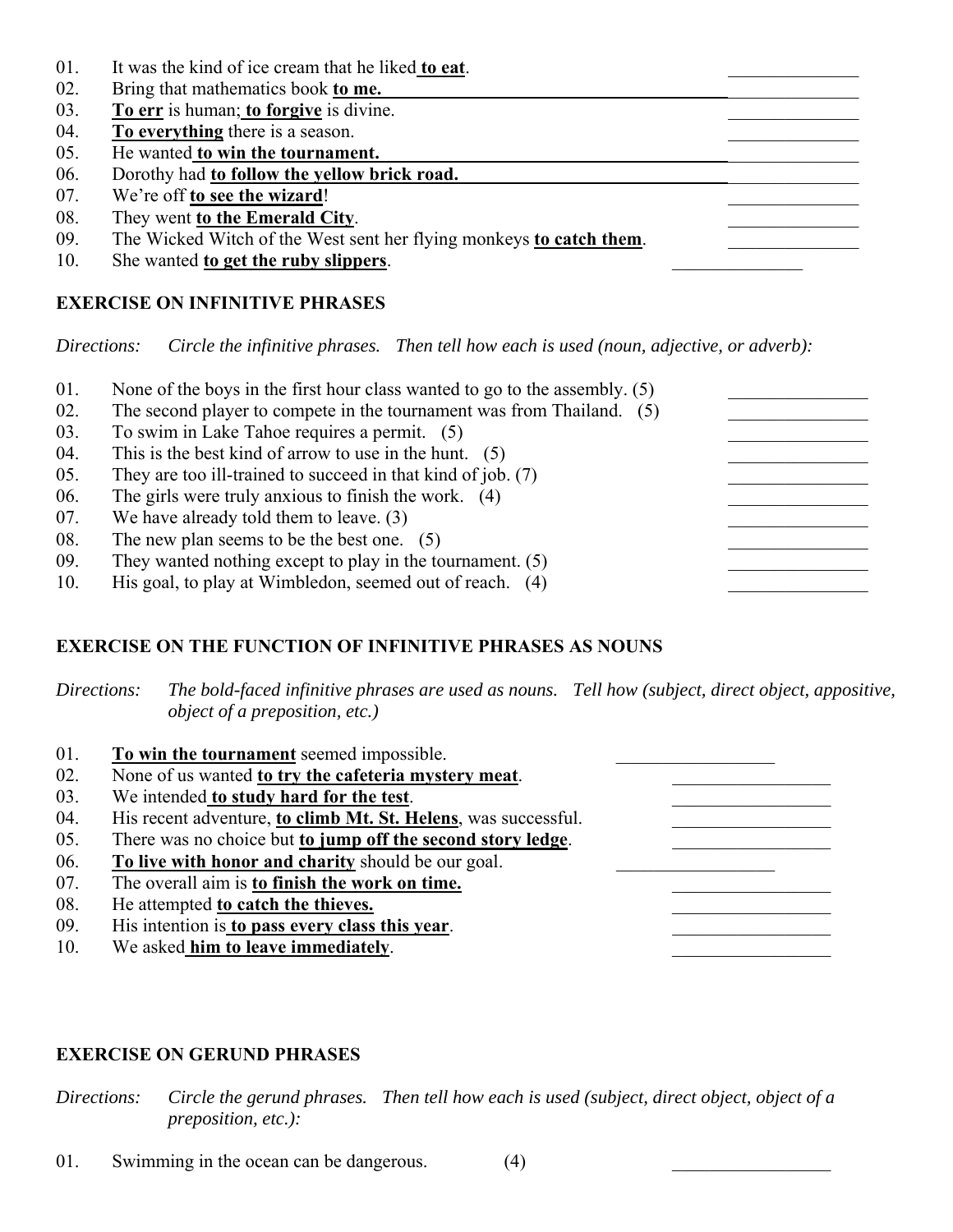01. It was the kind of ice cream that he liked **to eat**. _______________
02. Bring that mathematics book **to me.** _______________
03. **To err** is human; **to forgive** is divine. _______________
04. **To everything** there is a season. _______________
05. He wanted **to win the tournament.** _______________
06. Dorothy had **to follow the yellow brick road.** _______________
07. We're off **to see the wizard**! _______________
08. They went **to the Emerald City**. _______________
09. The Wicked Witch of the West sent her flying monkeys **to catch them**. _______________
10. She wanted **to get the ruby slippers**. _______________

**EXERCISE ON INFINITIVE PHRASES**

*Directions: Circle the infinitive phrases. Then tell how each is used (noun, adjective, or adverb):*

01. None of the boys in the first hour class wanted to go to the assembly. (5) _______________
02. The second player to compete in the tournament was from Thailand. (5) _______________
03. To swim in Lake Tahoe requires a permit. (5) _______________
04. This is the best kind of arrow to use in the hunt. (5) _______________
05. They are too ill-trained to succeed in that kind of job. (7) _______________
06. The girls were truly anxious to finish the work. (4) _______________
07. We have already told them to leave. (3) _______________
08. The new plan seems to be the best one. (5) _______________
09. They wanted nothing except to play in the tournament. (5) _______________
10. His goal, to play at Wimbledon, seemed out of reach. (4) _______________

**EXERCISE ON THE FUNCTION OF INFINITIVE PHRASES AS NOUNS**

*Directions: The bold-faced infinitive phrases are used as nouns. Tell how (subject, direct object, appositive, object of a preposition, etc.)*

01. **To win the tournament** seemed impossible. _______________
02. None of us wanted **to try the cafeteria mystery meat**. _______________
03. We intended **to study hard for the test**. _______________
04. His recent adventure, **to climb Mt. St. Helens**, was successful. _______________
05. There was no choice but **to jump off the second story ledge**. _______________
06. **To live with honor and charity** should be our goal. _______________
07. The overall aim is **to finish the work on time.** _______________
08. He attempted **to catch the thieves.** _______________
09. His intention is **to pass every class this year**. _______________
10. We asked **him to leave immediately**. _______________

**EXERCISE ON GERUND PHRASES**

*Directions: Circle the gerund phrases. Then tell how each is used (subject, direct object, object of a preposition, etc.):*

01. Swimming in the ocean can be dangerous. (4) _______________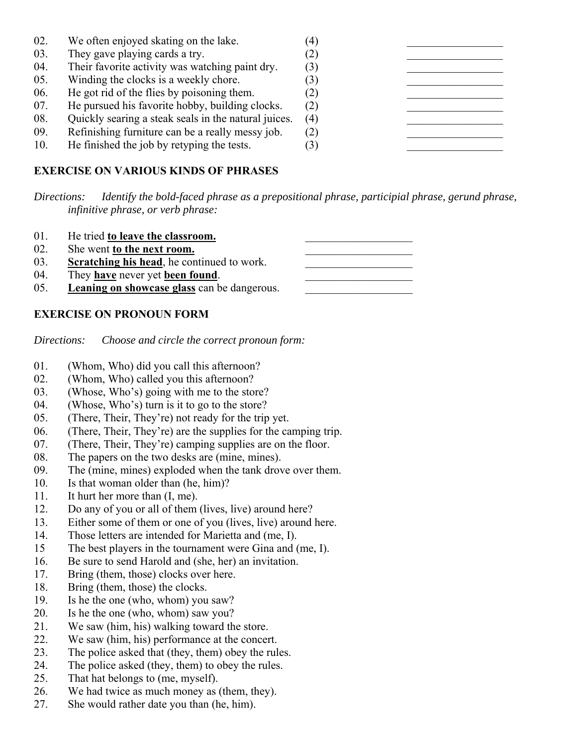02. We often enjoyed skating on the lake. (4) _________________
03. They gave playing cards a try. (2) _________________
04. Their favorite activity was watching paint dry. (3) _________________
05. Winding the clocks is a weekly chore. (3) _________________
06. He got rid of the flies by poisoning them. (2) _________________
07. He pursued his favorite hobby, building clocks. (2) _________________
08. Quickly searing a steak seals in the natural juices. (4) _________________
09. Refinishing furniture can be a really messy job. (2) _________________
10. He finished the job by retyping the tests. (3) _________________

## EXERCISE ON VARIOUS KINDS OF PHRASES

*Directions: Identify the bold-faced phrase as a prepositional phrase, participial phrase, gerund phrase, infinitive phrase, or verb phrase:*

01. He tried **to leave the classroom.** ___________________
02. She went **to the next room.** ___________________
03. **Scratching his head**, he continued to work. ___________________
04. They **have** never yet **been found**. ___________________
05. **Leaning on showcase glass** can be dangerous. ___________________

## EXERCISE ON PRONOUN FORM

*Directions: Choose and circle the correct pronoun form:*

01. (Whom, Who) did you call this afternoon?
02. (Whom, Who) called you this afternoon?
03. (Whose, Who's) going with me to the store?
04. (Whose, Who's) turn is it to go to the store?
05. (There, Their, They're) not ready for the trip yet.
06. (There, Their, They're) are the supplies for the camping trip.
07. (There, Their, They're) camping supplies are on the floor.
08. The papers on the two desks are (mine, mines).
09. The (mine, mines) exploded when the tank drove over them.
10. Is that woman older than (he, him)?
11. It hurt her more than (I, me).
12. Do any of you or all of them (lives, live) around here?
13. Either some of them or one of you (lives, live) around here.
14. Those letters are intended for Marietta and (me, I).
15 The best players in the tournament were Gina and (me, I).
16. Be sure to send Harold and (she, her) an invitation.
17. Bring (them, those) clocks over here.
18. Bring (them, those) the clocks.
19. Is he the one (who, whom) you saw?
20. Is he the one (who, whom) saw you?
21. We saw (him, his) walking toward the store.
22. We saw (him, his) performance at the concert.
23. The police asked that (they, them) obey the rules.
24. The police asked (they, them) to obey the rules.
25. That hat belongs to (me, myself).
26. We had twice as much money as (them, they).
27. She would rather date you than (he, him).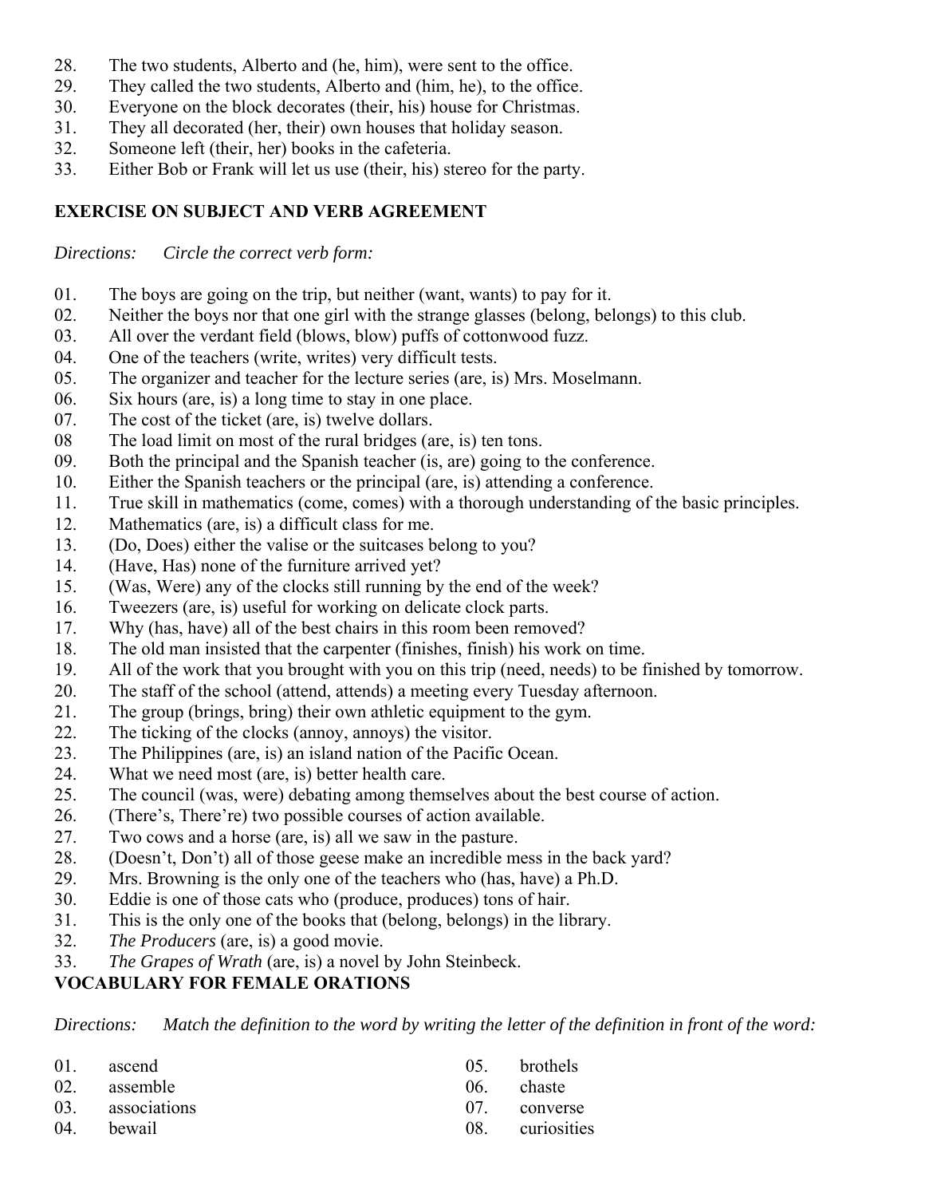28. The two students, Alberto and (he, him), were sent to the office.
29. They called the two students, Alberto and (him, he), to the office.
30. Everyone on the block decorates (their, his) house for Christmas.
31. They all decorated (her, their) own houses that holiday season.
32. Someone left (their, her) books in the cafeteria.
33. Either Bob or Frank will let us use (their, his) stereo for the party.

**EXERCISE ON SUBJECT AND VERB AGREEMENT**

*Directions: Circle the correct verb form:*

01. The boys are going on the trip, but neither (want, wants) to pay for it.
02. Neither the boys nor that one girl with the strange glasses (belong, belongs) to this club.
03. All over the verdant field (blows, blow) puffs of cottonwood fuzz.
04. One of the teachers (write, writes) very difficult tests.
05. The organizer and teacher for the lecture series (are, is) Mrs. Moselmann.
06. Six hours (are, is) a long time to stay in one place.
07. The cost of the ticket (are, is) twelve dollars.
08 The load limit on most of the rural bridges (are, is) ten tons.
09. Both the principal and the Spanish teacher (is, are) going to the conference.
10. Either the Spanish teachers or the principal (are, is) attending a conference.
11. True skill in mathematics (come, comes) with a thorough understanding of the basic principles.
12. Mathematics (are, is) a difficult class for me.
13. (Do, Does) either the valise or the suitcases belong to you?
14. (Have, Has) none of the furniture arrived yet?
15. (Was, Were) any of the clocks still running by the end of the week?
16. Tweezers (are, is) useful for working on delicate clock parts.
17. Why (has, have) all of the best chairs in this room been removed?
18. The old man insisted that the carpenter (finishes, finish) his work on time.
19. All of the work that you brought with you on this trip (need, needs) to be finished by tomorrow.
20. The staff of the school (attend, attends) a meeting every Tuesday afternoon.
21. The group (brings, bring) their own athletic equipment to the gym.
22. The ticking of the clocks (annoy, annoys) the visitor.
23. The Philippines (are, is) an island nation of the Pacific Ocean.
24. What we need most (are, is) better health care.
25. The council (was, were) debating among themselves about the best course of action.
26. (There's, There're) two possible courses of action available.
27. Two cows and a horse (are, is) all we saw in the pasture.
28. (Doesn't, Don't) all of those geese make an incredible mess in the back yard?
29. Mrs. Browning is the only one of the teachers who (has, have) a Ph.D.
30. Eddie is one of those cats who (produce, produces) tons of hair.
31. This is the only one of the books that (belong, belongs) in the library.
32. *The Producers* (are, is) a good movie.
33. *The Grapes of Wrath* (are, is) a novel by John Steinbeck.

**VOCABULARY FOR FEMALE ORATIONS**

*Directions: Match the definition to the word by writing the letter of the definition in front of the word:*

01. ascend
02. assemble
03. associations
04. bewail
05. brothels
06. chaste
07. converse
08. curiosities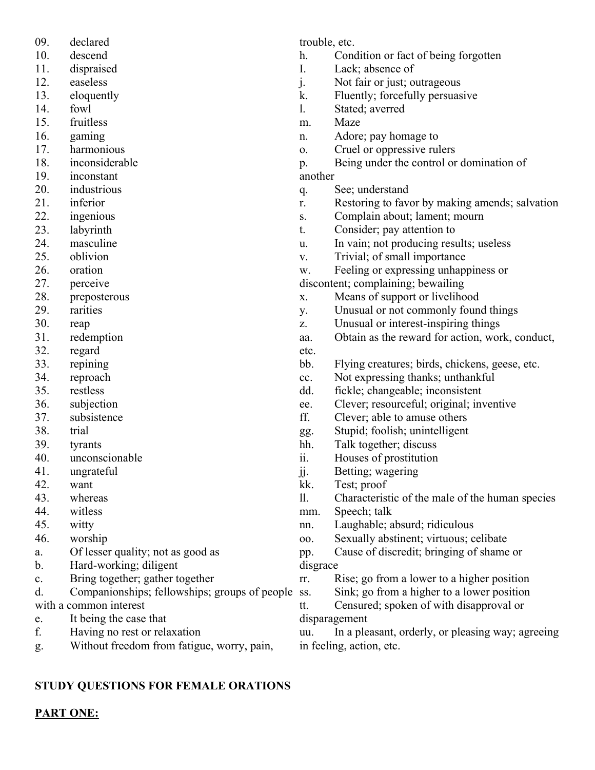09. declared
10. descend
11. dispraised
12. easeless
13. eloquently
14. fowl
15. fruitless
16. gaming
17. harmonious
18. inconsiderable
19. inconstant
20. industrious
21. inferior
22. ingenious
23. labyrinth
24. masculine
25. oblivion
26. oration
27. perceive
28. preposterous
29. rarities
30. reap
31. redemption
32. regard
33. repining
34. reproach
35. restless
36. subjection
37. subsistence
38. trial
39. tyrants
40. unconscionable
41. ungrateful
42. want
43. whereas
44. witless
45. witty
46. worship

a. Of lesser quality; not as good as
b. Hard-working; diligent
c. Bring together; gather together
d. Companionships; fellowships; groups of people with a common interest
e. It being the case that
f. Having no rest or relaxation
g. Without freedom from fatigue, worry, pain, trouble, etc.
h. Condition or fact of being forgotten
I. Lack; absence of
j. Not fair or just; outrageous
k. Fluently; forcefully persuasive
l. Stated; averred
m. Maze
n. Adore; pay homage to
o. Cruel or oppressive rulers
p. Being under the control or domination of another
q. See; understand
r. Restoring to favor by making amends; salvation
s. Complain about; lament; mourn
t. Consider; pay attention to
u. In vain; not producing results; useless
v. Trivial; of small importance
w. Feeling or expressing unhappiness or discontent; complaining; bewailing
x. Means of support or livelihood
y. Unusual or not commonly found things
z. Unusual or interest-inspiring things
aa. Obtain as the reward for action, work, conduct, etc.
bb. Flying creatures; birds, chickens, geese, etc.
cc. Not expressing thanks; unthankful
dd. fickle; changeable; inconsistent
ee. Clever; resourceful; original; inventive
ff. Clever; able to amuse others
gg. Stupid; foolish; unintelligent
hh. Talk together; discuss
ii. Houses of prostitution
jj. Betting; wagering
kk. Test; proof
ll. Characteristic of the male of the human species
mm. Speech; talk
nn. Laughable; absurd; ridiculous
oo. Sexually abstinent; virtuous; celibate
pp. Cause of discredit; bringing of shame or disgrace
rr. Rise; go from a lower to a higher position
ss. Sink; go from a higher to a lower position
tt. Censured; spoken of with disapproval or disparagement
uu. In a pleasant, orderly, or pleasing way; agreeing in feeling, action, etc.

**STUDY QUESTIONS FOR FEMALE ORATIONS**

**PART ONE:**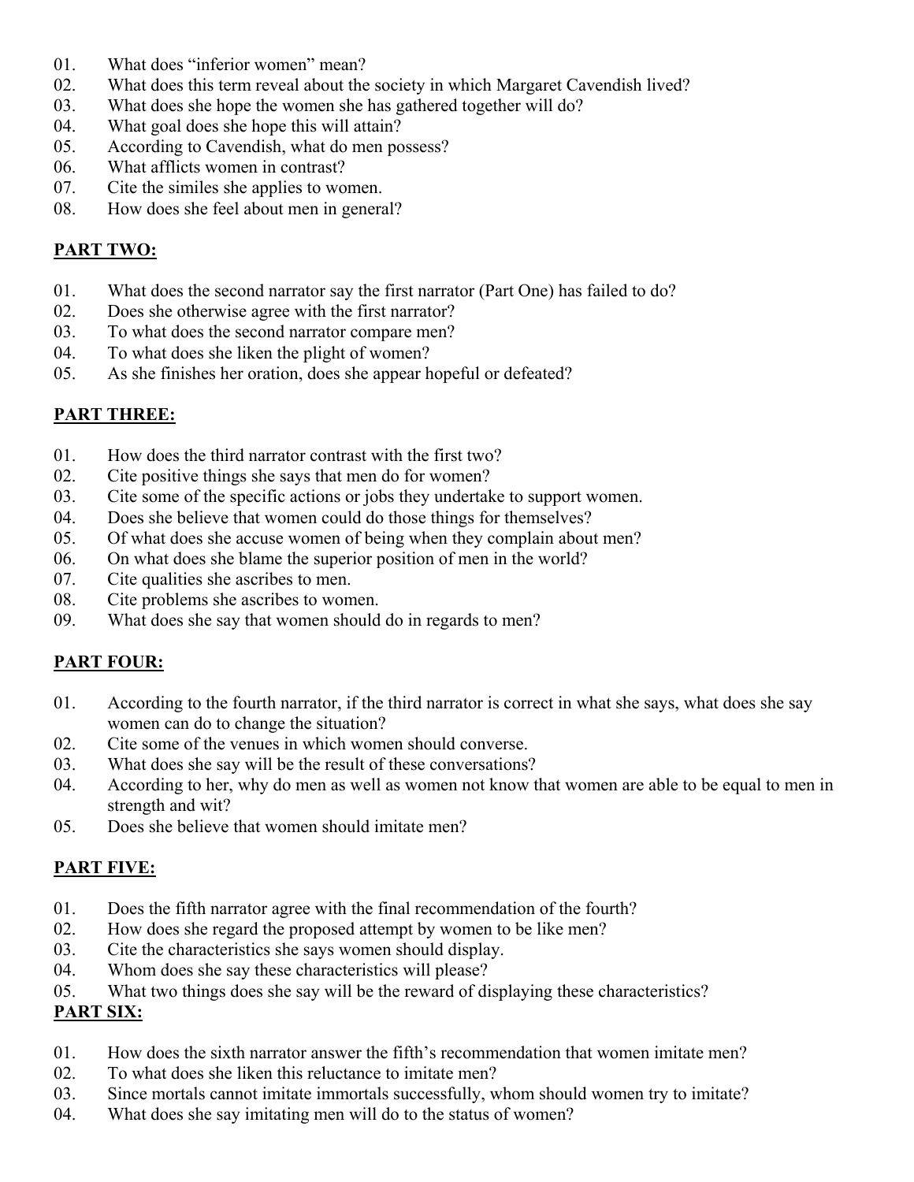01. What does "inferior women" mean?
02. What does this term reveal about the society in which Margaret Cavendish lived?
03. What does she hope the women she has gathered together will do?
04. What goal does she hope this will attain?
05. According to Cavendish, what do men possess?
06. What afflicts women in contrast?
07. Cite the similes she applies to women.
08. How does she feel about men in general?

**PART TWO:**

01. What does the second narrator say the first narrator (Part One) has failed to do?
02. Does she otherwise agree with the first narrator?
03. To what does the second narrator compare men?
04. To what does she liken the plight of women?
05. As she finishes her oration, does she appear hopeful or defeated?

**PART THREE:**

01. How does the third narrator contrast with the first two?
02. Cite positive things she says that men do for women?
03. Cite some of the specific actions or jobs they undertake to support women.
04. Does she believe that women could do those things for themselves?
05. Of what does she accuse women of being when they complain about men?
06. On what does she blame the superior position of men in the world?
07. Cite qualities she ascribes to men.
08. Cite problems she ascribes to women.
09. What does she say that women should do in regards to men?

**PART FOUR:**

01. According to the fourth narrator, if the third narrator is correct in what she says, what does she say women can do to change the situation?
02. Cite some of the venues in which women should converse.
03. What does she say will be the result of these conversations?
04. According to her, why do men as well as women not know that women are able to be equal to men in strength and wit?
05. Does she believe that women should imitate men?

**PART FIVE:**

01. Does the fifth narrator agree with the final recommendation of the fourth?
02. How does she regard the proposed attempt by women to be like men?
03. Cite the characteristics she says women should display.
04. Whom does she say these characteristics will please?
05. What two things does she say will be the reward of displaying these characteristics?

**PART SIX:**

01. How does the sixth narrator answer the fifth's recommendation that women imitate men?
02. To what does she liken this reluctance to imitate men?
03. Since mortals cannot imitate immortals successfully, whom should women try to imitate?
04. What does she say imitating men will do to the status of women?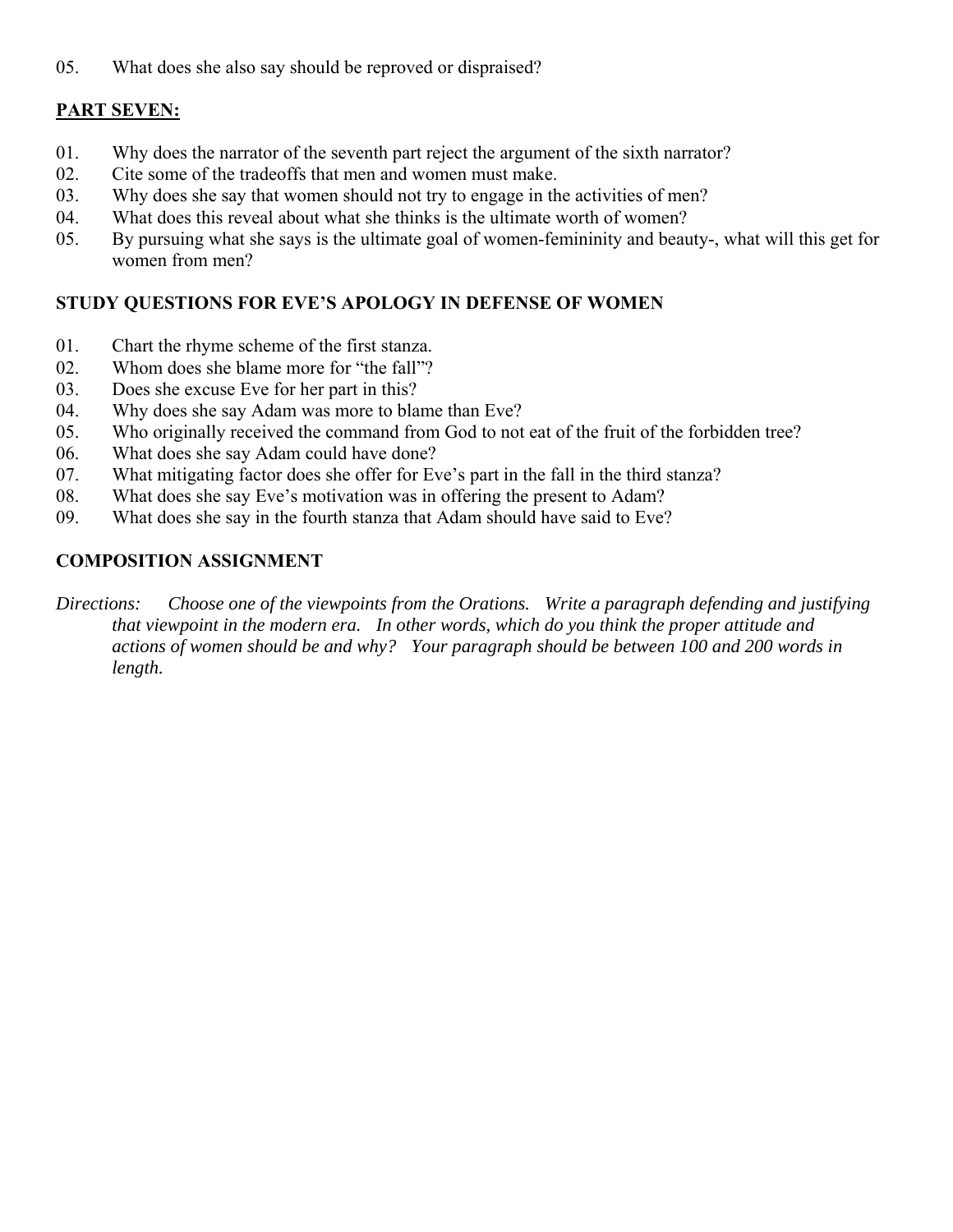05. What does she also say should be reproved or dispraised?

**PART SEVEN:**

01. Why does the narrator of the seventh part reject the argument of the sixth narrator?
02. Cite some of the tradeoffs that men and women must make.
03. Why does she say that women should not try to engage in the activities of men?
04. What does this reveal about what she thinks is the ultimate worth of women?
05. By pursuing what she says is the ultimate goal of women-femininity and beauty-, what will this get for women from men?

**STUDY QUESTIONS FOR EVE'S APOLOGY IN DEFENSE OF WOMEN**

01. Chart the rhyme scheme of the first stanza.
02. Whom does she blame more for "the fall"?
03. Does she excuse Eve for her part in this?
04. Why does she say Adam was more to blame than Eve?
05. Who originally received the command from God to not eat of the fruit of the forbidden tree?
06. What does she say Adam could have done?
07. What mitigating factor does she offer for Eve's part in the fall in the third stanza?
08. What does she say Eve's motivation was in offering the present to Adam?
09. What does she say in the fourth stanza that Adam should have said to Eve?

**COMPOSITION ASSIGNMENT**

*Directions: Choose one of the viewpoints from the Orations. Write a paragraph defending and justifying that viewpoint in the modern era. In other words, which do you think the proper attitude and actions of women should be and why? Your paragraph should be between 100 and 200 words in length.*